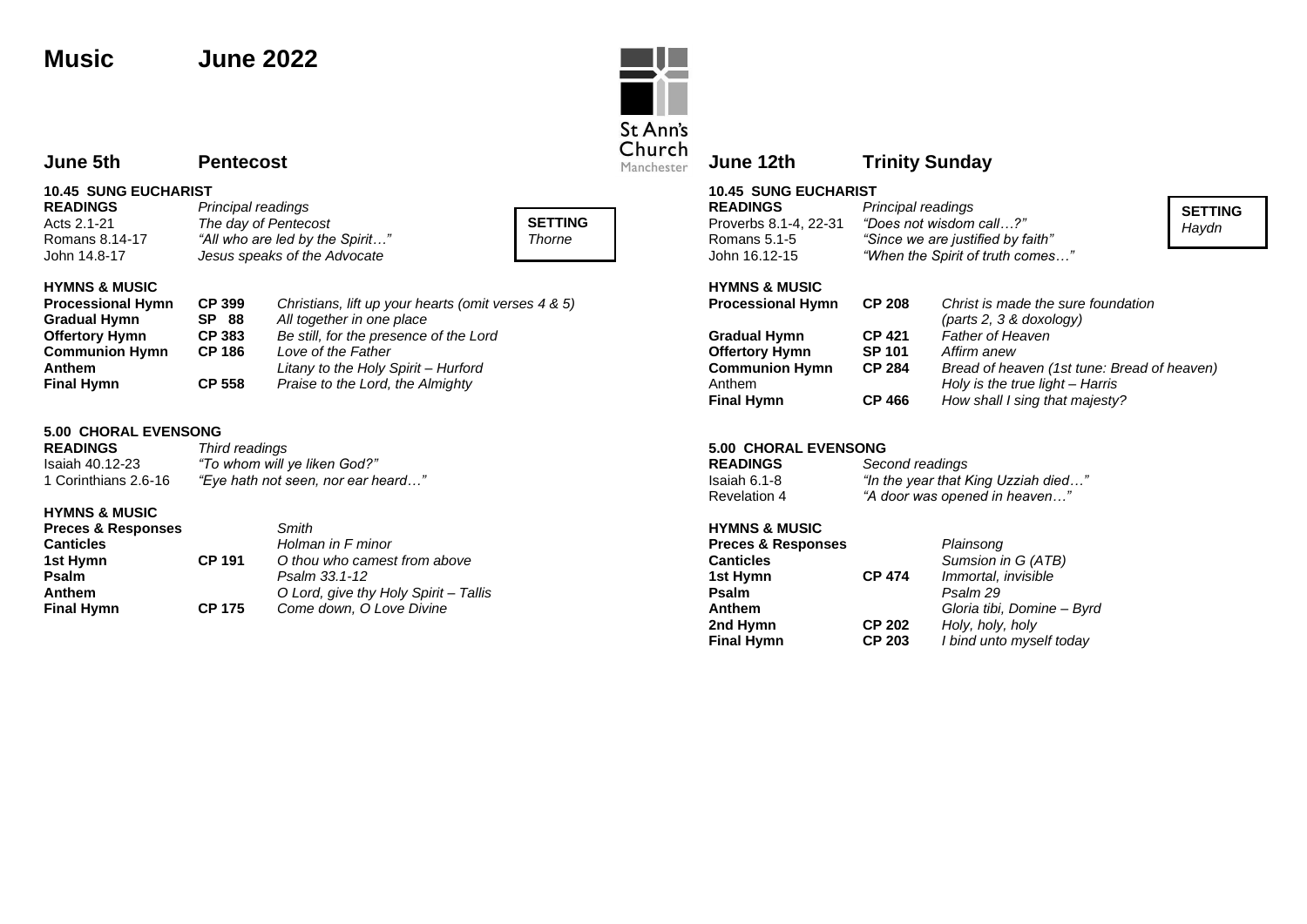# Music June 2022

St Ann's Church Manchester

## June 5th Pentecost

### 10.45 SUNG EUCHARIST

**SETTING**
*Thorne*

**READINGS** *Principal readings*

| | |
|---|---|
| Acts 2.1-21 | *The day of Pentecost* |
| Romans 8.14-17 | *"All who are led by the Spirit…"* |
| John 14.8-17 | *Jesus speaks of the Advocate* |

**HYMNS & MUSIC**

| | | |
|---|---|---|
| **Processional Hymn** | **CP 399** | *Christians, lift up your hearts (omit verses 4 & 5)* |
| **Gradual Hymn** | **SP 88** | *All together in one place* |
| **Offertory Hymn** | **CP 383** | *Be still, for the presence of the Lord* |
| **Communion Hymn** | **CP 186** | *Love of the Father* |
| **Anthem** | | *Litany to the Holy Spirit – Hurford* |
| **Final Hymn** | **CP 558** | *Praise to the Lord, the Almighty* |

### 5.00 CHORAL EVENSONG

**READINGS** *Third readings*

| | |
|---|---|
| Isaiah 40.12-23 | *"To whom will ye liken God?"* |
| 1 Corinthians 2.6-16 | *"Eye hath not seen, nor ear heard…"* |

**HYMNS & MUSIC**

| | | |
|---|---|---|
| **Preces & Responses** | | *Smith* |
| **Canticles** | | *Holman in F minor* |
| **1st Hymn** | **CP 191** | *O thou who camest from above* |
| **Psalm** | | *Psalm 33.1-12* |
| **Anthem** | | *O Lord, give thy Holy Spirit – Tallis* |
| **Final Hymn** | **CP 175** | *Come down, O Love Divine* |

## June 12th Trinity Sunday

### 10.45 SUNG EUCHARIST

**SETTING**
*Haydn*

**READINGS** *Principal readings*

| | |
|---|---|
| Proverbs 8.1-4, 22-31 | *"Does not wisdom call…?"* |
| Romans 5.1-5 | *"Since we are justified by faith"* |
| John 16.12-15 | *"When the Spirit of truth comes…"* |

**HYMNS & MUSIC**

| | | |
|---|---|---|
| **Processional Hymn** | **CP 208** | *Christ is made the sure foundation (parts 2, 3 & doxology)* |
| **Gradual Hymn** | **CP 421** | *Father of Heaven* |
| **Offertory Hymn** | **SP 101** | *Affirm anew* |
| **Communion Hymn** | **CP 284** | *Bread of heaven (1st tune: Bread of heaven)* |
| Anthem | | *Holy is the true light – Harris* |
| **Final Hymn** | **CP 466** | *How shall I sing that majesty?* |

### 5.00 CHORAL EVENSONG

**READINGS** *Second readings*

| | |
|---|---|
| Isaiah 6.1-8 | *"In the year that King Uzziah died…"* |
| Revelation 4 | *"A door was opened in heaven…"* |

**HYMNS & MUSIC**

| | | |
|---|---|---|
| **Preces & Responses** | | *Plainsong* |
| **Canticles** | | *Sumsion in G (ATB)* |
| **1st Hymn** | **CP 474** | *Immortal, invisible* |
| **Psalm** | | *Psalm 29* |
| **Anthem** | | *Gloria tibi, Domine – Byrd* |
| **2nd Hymn** | **CP 202** | *Holy, holy, holy* |
| **Final Hymn** | **CP 203** | *I bind unto myself today* |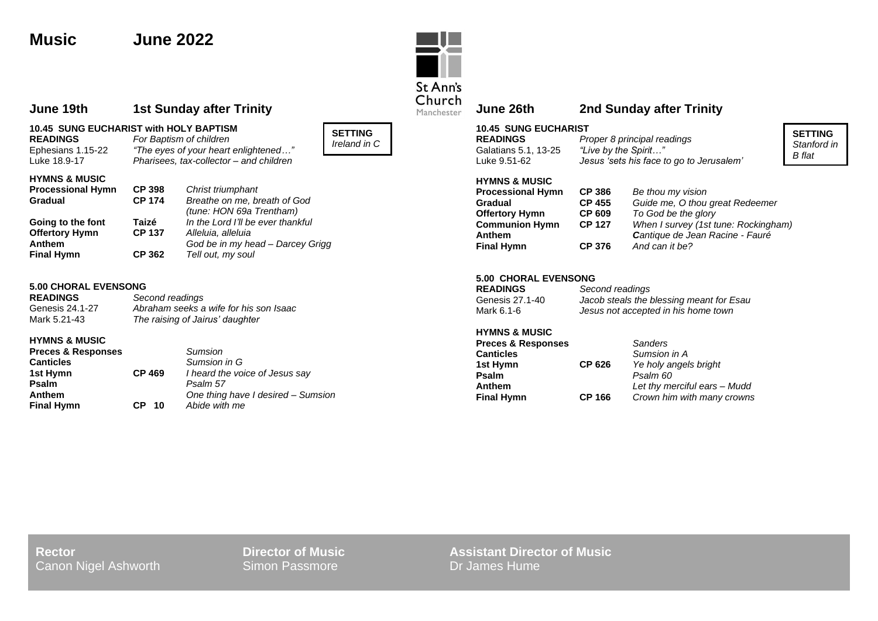# Music June 2022

St Ann's Church Manchester

## June 19th — 1st Sunday after Trinity

### 10.45 SUNG EUCHARIST with HOLY BAPTISM

**SETTING**
*Ireland in C*

| | |
|---|---|
| **READINGS** | *For Baptism of children* |
| Ephesians 1.15-22 | *"The eyes of your heart enlightened…"* |
| Luke 18.9-17 | *Pharisees, tax-collector – and children* |

**HYMNS & MUSIC**

| | | |
|---|---|---|
| **Processional Hymn** | **CP 398** | *Christ triumphant* |
| **Gradual** | **CP 174** | *Breathe on me, breath of God (tune: HON 69a Trentham)* |
| **Going to the font** | **Taizé** | *In the Lord I'll be ever thankful* |
| **Offertory Hymn** | **CP 137** | *Alleluia, alleluia* |
| **Anthem** | | *God be in my head – Darcey Grigg* |
| **Final Hymn** | **CP 362** | *Tell out, my soul* |

### 5.00 CHORAL EVENSONG

| | |
|---|---|
| **READINGS** | *Second readings* |
| Genesis 24.1-27 | *Abraham seeks a wife for his son Isaac* |
| Mark 5.21-43 | *The raising of Jairus' daughter* |

**HYMNS & MUSIC**

| | | |
|---|---|---|
| **Preces & Responses** | | *Sumsion* |
| **Canticles** | | *Sumsion in G* |
| **1st Hymn** | **CP 469** | *I heard the voice of Jesus say* |
| **Psalm** | | *Psalm 57* |
| **Anthem** | | *One thing have I desired – Sumsion* |
| **Final Hymn** | **CP 10** | *Abide with me* |

## June 26th — 2nd Sunday after Trinity

### 10.45 SUNG EUCHARIST

**SETTING**
*Stanford in B flat*

| | |
|---|---|
| **READINGS** | *Proper 8 principal readings* |
| Galatians 5.1, 13-25 | *"Live by the Spirit…"* |
| Luke 9.51-62 | *Jesus 'sets his face to go to Jerusalem'* |

**HYMNS & MUSIC**

| | | |
|---|---|---|
| **Processional Hymn** | **CP 386** | *Be thou my vision* |
| **Gradual** | **CP 455** | *Guide me, O thou great Redeemer* |
| **Offertory Hymn** | **CP 609** | *To God be the glory* |
| **Communion Hymn** | **CP 127** | *When I survey (1st tune: Rockingham)* |
| **Anthem** | | ***C**antique de Jean Racine - Fauré* |
| **Final Hymn** | **CP 376** | *And can it be?* |

### 5.00 CHORAL EVENSONG

| | |
|---|---|
| **READINGS** | *Second readings* |
| Genesis 27.1-40 | *Jacob steals the blessing meant for Esau* |
| Mark 6.1-6 | *Jesus not accepted in his home town* |

**HYMNS & MUSIC**

| | | |
|---|---|---|
| **Preces & Responses** | | *Sanders* |
| **Canticles** | | *Sumsion in A* |
| **1st Hymn** | **CP 626** | *Ye holy angels bright* |
| **Psalm** | | *Psalm 60* |
| **Anthem** | | *Let thy merciful ears – Mudd* |
| **Final Hymn** | **CP 166** | *Crown him with many crowns* |

**Rector**
Canon Nigel Ashworth

**Director of Music**
Simon Passmore

**Assistant Director of Music**
Dr James Hume